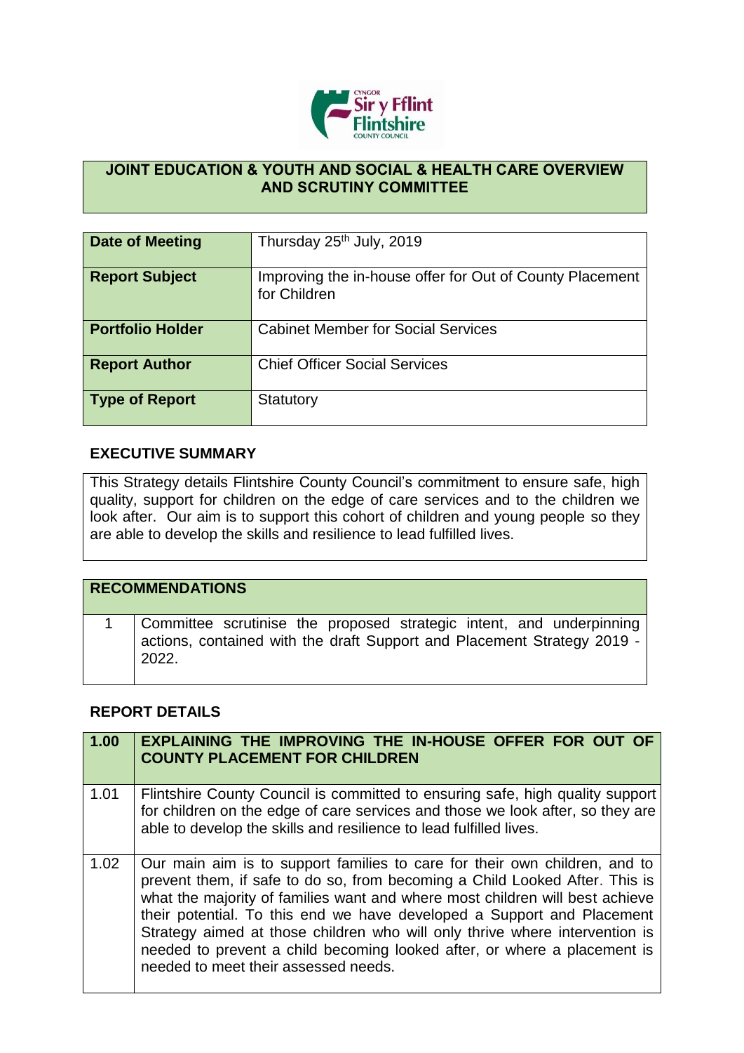**JOINT EDUCATION & YOUTH AND SOCIAL & HEALTH CARE OVERVIEW AND SCRUTINY COMMITTEE**

| | |
|---|---|
| **Date of Meeting** | Thursday 25th July, 2019 |
| **Report Subject** | Improving the in-house offer for Out of County Placement for Children |
| **Portfolio Holder** | Cabinet Member for Social Services |
| **Report Author** | Chief Officer Social Services |
| **Type of Report** | Statutory |

## EXECUTIVE SUMMARY

This Strategy details Flintshire County Council's commitment to ensure safe, high quality, support for children on the edge of care services and to the children we look after. Our aim is to support this cohort of children and young people so they are able to develop the skills and resilience to lead fulfilled lives.

| **RECOMMENDATIONS** | |
|---|---|
| 1 | Committee scrutinise the proposed strategic intent, and underpinning actions, contained with the draft Support and Placement Strategy 2019 - 2022. |

## REPORT DETAILS

| **1.00** | **EXPLAINING THE IMPROVING THE IN-HOUSE OFFER FOR OUT OF COUNTY PLACEMENT FOR CHILDREN** |
|---|---|
| 1.01 | Flintshire County Council is committed to ensuring safe, high quality support for children on the edge of care services and those we look after, so they are able to develop the skills and resilience to lead fulfilled lives. |
| 1.02 | Our main aim is to support families to care for their own children, and to prevent them, if safe to do so, from becoming a Child Looked After. This is what the majority of families want and where most children will best achieve their potential. To this end we have developed a Support and Placement Strategy aimed at those children who will only thrive where intervention is needed to prevent a child becoming looked after, or where a placement is needed to meet their assessed needs. |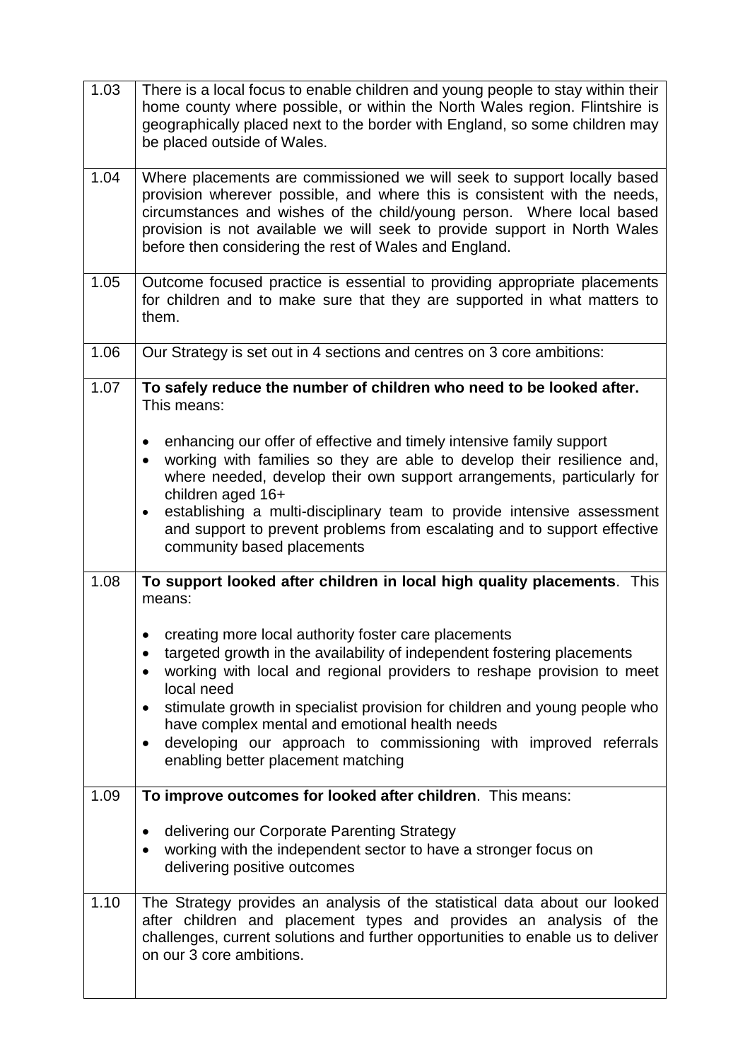| | |
|---|---|
| 1.03 | There is a local focus to enable children and young people to stay within their home county where possible, or within the North Wales region. Flintshire is geographically placed next to the border with England, so some children may be placed outside of Wales. |
| 1.04 | Where placements are commissioned we will seek to support locally based provision wherever possible, and where this is consistent with the needs, circumstances and wishes of the child/young person. Where local based provision is not available we will seek to provide support in North Wales before then considering the rest of Wales and England. |
| 1.05 | Outcome focused practice is essential to providing appropriate placements for children and to make sure that they are supported in what matters to them. |
| 1.06 | Our Strategy is set out in 4 sections and centres on 3 core ambitions: |
| 1.07 | **To safely reduce the number of children who need to be looked after.** This means:<br><br>• enhancing our offer of effective and timely intensive family support<br>• working with families so they are able to develop their resilience and, where needed, develop their own support arrangements, particularly for children aged 16+<br>• establishing a multi-disciplinary team to provide intensive assessment and support to prevent problems from escalating and to support effective community based placements |
| 1.08 | **To support looked after children in local high quality placements**. This means:<br><br>• creating more local authority foster care placements<br>• targeted growth in the availability of independent fostering placements<br>• working with local and regional providers to reshape provision to meet local need<br>• stimulate growth in specialist provision for children and young people who have complex mental and emotional health needs<br>• developing our approach to commissioning with improved referrals enabling better placement matching |
| 1.09 | **To improve outcomes for looked after children**. This means:<br><br>• delivering our Corporate Parenting Strategy<br>• working with the independent sector to have a stronger focus on delivering positive outcomes |
| 1.10 | The Strategy provides an analysis of the statistical data about our looked after children and placement types and provides an analysis of the challenges, current solutions and further opportunities to enable us to deliver on our 3 core ambitions. |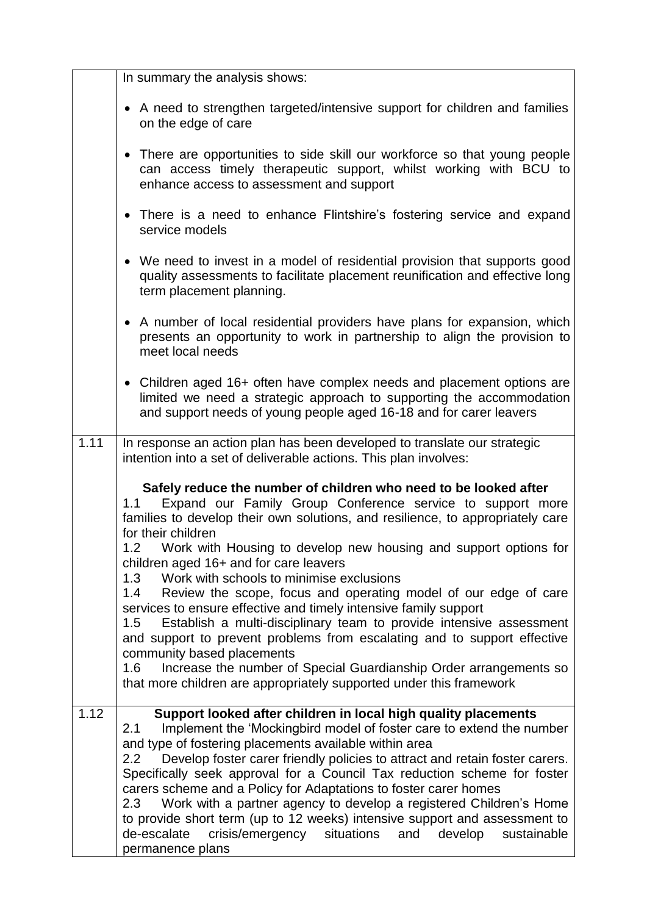| | |
|---|---|
| | In summary the analysis shows:<br><br>• A need to strengthen targeted/intensive support for children and families on the edge of care<br><br>• There are opportunities to side skill our workforce so that young people can access timely therapeutic support, whilst working with BCU to enhance access to assessment and support<br><br>• There is a need to enhance Flintshire's fostering service and expand service models<br><br>• We need to invest in a model of residential provision that supports good quality assessments to facilitate placement reunification and effective long term placement planning.<br><br>• A number of local residential providers have plans for expansion, which presents an opportunity to work in partnership to align the provision to meet local needs<br><br>• Children aged 16+ often have complex needs and placement options are limited we need a strategic approach to supporting the accommodation and support needs of young people aged 16-18 and for carer leavers |
| 1.11 | In response an action plan has been developed to translate our strategic intention into a set of deliverable actions. This plan involves:<br><br>**Safely reduce the number of children who need to be looked after**<br>1.1 Expand our Family Group Conference service to support more families to develop their own solutions, and resilience, to appropriately care for their children<br>1.2 Work with Housing to develop new housing and support options for children aged 16+ and for care leavers<br>1.3 Work with schools to minimise exclusions<br>1.4 Review the scope, focus and operating model of our edge of care services to ensure effective and timely intensive family support<br>1.5 Establish a multi-disciplinary team to provide intensive assessment and support to prevent problems from escalating and to support effective community based placements<br>1.6 Increase the number of Special Guardianship Order arrangements so that more children are appropriately supported under this framework |
| 1.12 | **Support looked after children in local high quality placements**<br>2.1 Implement the 'Mockingbird model of foster care to extend the number and type of fostering placements available within area<br>2.2 Develop foster carer friendly policies to attract and retain foster carers. Specifically seek approval for a Council Tax reduction scheme for foster carers scheme and a Policy for Adaptations to foster carer homes<br>2.3 Work with a partner agency to develop a registered Children's Home to provide short term (up to 12 weeks) intensive support and assessment to de-escalate crisis/emergency situations and develop sustainable permanence plans |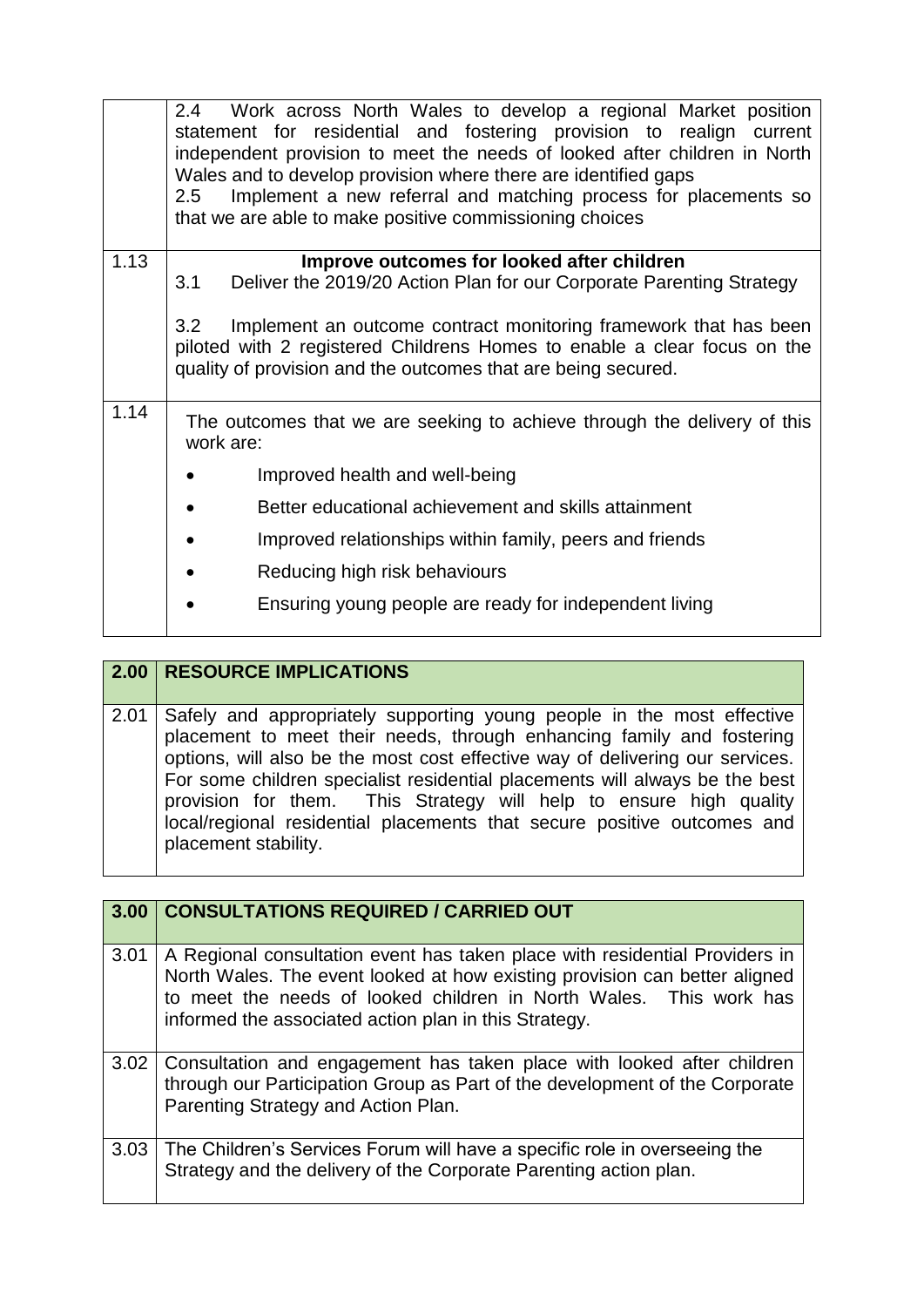| | |
|---|---|
| | 2.4 Work across North Wales to develop a regional Market position statement for residential and fostering provision to realign current independent provision to meet the needs of looked after children in North Wales and to develop provision where there are identified gaps<br>2.5 Implement a new referral and matching process for placements so that we are able to make positive commissioning choices |
| 1.13 | **Improve outcomes for looked after children**<br>3.1 Deliver the 2019/20 Action Plan for our Corporate Parenting Strategy<br><br>3.2 Implement an outcome contract monitoring framework that has been piloted with 2 registered Childrens Homes to enable a clear focus on the quality of provision and the outcomes that are being secured. |
| 1.14 | The outcomes that we are seeking to achieve through the delivery of this work are:<br>• Improved health and well-being<br>• Better educational achievement and skills attainment<br>• Improved relationships within family, peers and friends<br>• Reducing high risk behaviours<br>• Ensuring young people are ready for independent living |

| 2.00 | RESOURCE IMPLICATIONS |
|---|---|
| 2.01 | Safely and appropriately supporting young people in the most effective placement to meet their needs, through enhancing family and fostering options, will also be the most cost effective way of delivering our services. For some children specialist residential placements will always be the best provision for them. This Strategy will help to ensure high quality local/regional residential placements that secure positive outcomes and placement stability. |

| 3.00 | CONSULTATIONS REQUIRED / CARRIED OUT |
|---|---|
| 3.01 | A Regional consultation event has taken place with residential Providers in North Wales. The event looked at how existing provision can better aligned to meet the needs of looked children in North Wales. This work has informed the associated action plan in this Strategy. |
| 3.02 | Consultation and engagement has taken place with looked after children through our Participation Group as Part of the development of the Corporate Parenting Strategy and Action Plan. |
| 3.03 | The Children's Services Forum will have a specific role in overseeing the Strategy and the delivery of the Corporate Parenting action plan. |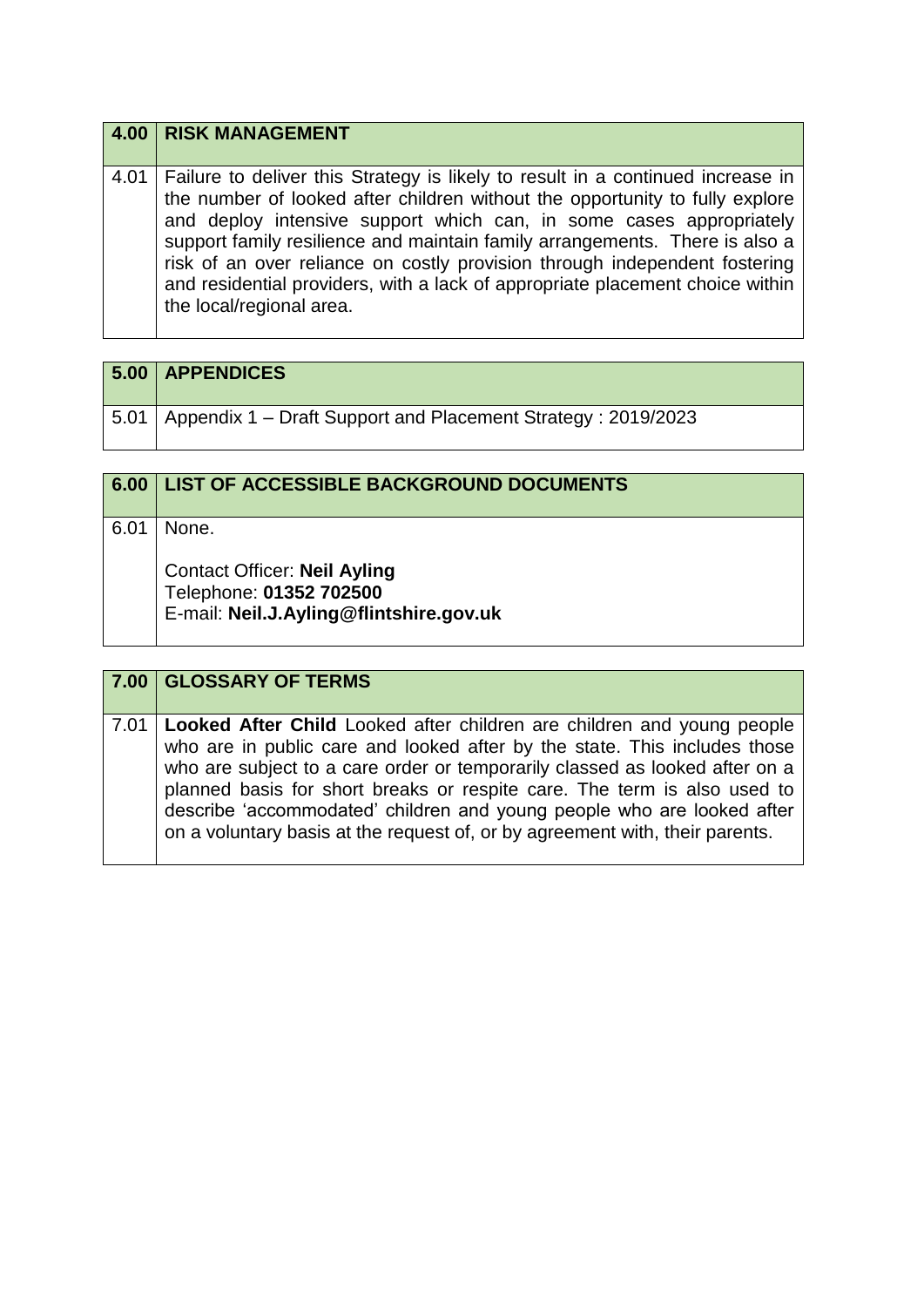| 4.00 | RISK MANAGEMENT |
|---|---|
| 4.01 | Failure to deliver this Strategy is likely to result in a continued increase in the number of looked after children without the opportunity to fully explore and deploy intensive support which can, in some cases appropriately support family resilience and maintain family arrangements. There is also a risk of an over reliance on costly provision through independent fostering and residential providers, with a lack of appropriate placement choice within the local/regional area. |

| 5.00 | APPENDICES |
|---|---|
| 5.01 | Appendix 1 – Draft Support and Placement Strategy : 2019/2023 |

| 6.00 | LIST OF ACCESSIBLE BACKGROUND DOCUMENTS |
|---|---|
| 6.01 | None.<br><br>Contact Officer: **Neil Ayling**<br>Telephone: **01352 702500**<br>E-mail: **Neil.J.Ayling@flintshire.gov.uk** |

| 7.00 | GLOSSARY OF TERMS |
|---|---|
| 7.01 | **Looked After Child** Looked after children are children and young people who are in public care and looked after by the state. This includes those who are subject to a care order or temporarily classed as looked after on a planned basis for short breaks or respite care. The term is also used to describe 'accommodated' children and young people who are looked after on a voluntary basis at the request of, or by agreement with, their parents. |